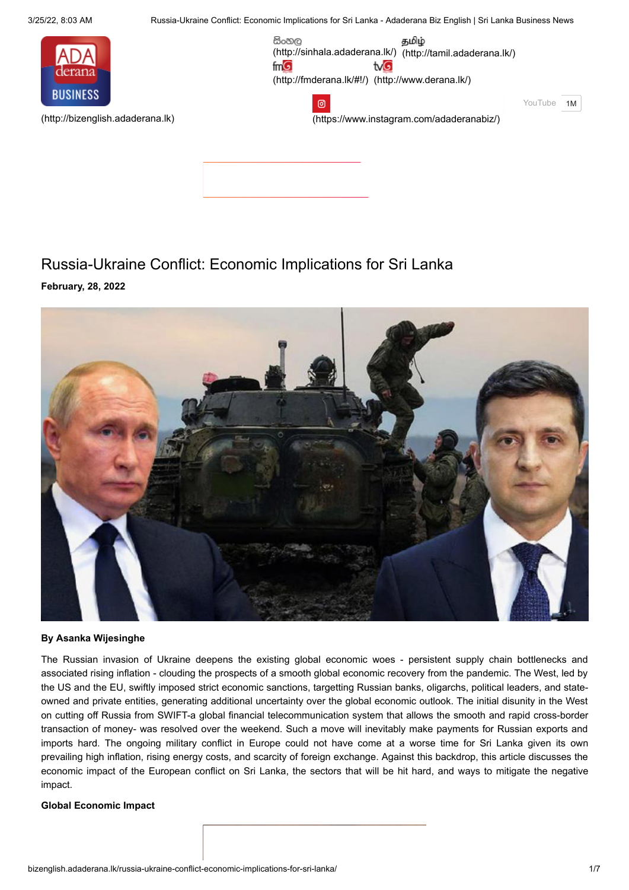# Russia-Ukraine Conflict: Economic Implications for Sri Lanka

**February, 28, 2022**

**By Asanka Wijesinghe**

The Russian invasion of Ukraine deepens the existing global economic woes - persistent supply chain bottlenecks and associated rising inflation - clouding the prospects of a smooth global economic recovery from the pandemic. The West, led by the US and the EU, swiftly imposed strict economic sanctions, targetting Russian banks, oligarchs, political leaders, and state-owned and private entities, generating additional uncertainty over the global economic outlook. The initial disunity in the West on cutting off Russia from SWIFT-a global financial telecommunication system that allows the smooth and rapid cross-border transaction of money- was resolved over the weekend. Such a move will inevitably make payments for Russian exports and imports hard. The ongoing military conflict in Europe could not have come at a worse time for Sri Lanka given its own prevailing high inflation, rising energy costs, and scarcity of foreign exchange. Against this backdrop, this article discusses the economic impact of the European conflict on Sri Lanka, the sectors that will be hit hard, and ways to mitigate the negative impact.

**Global Economic Impact**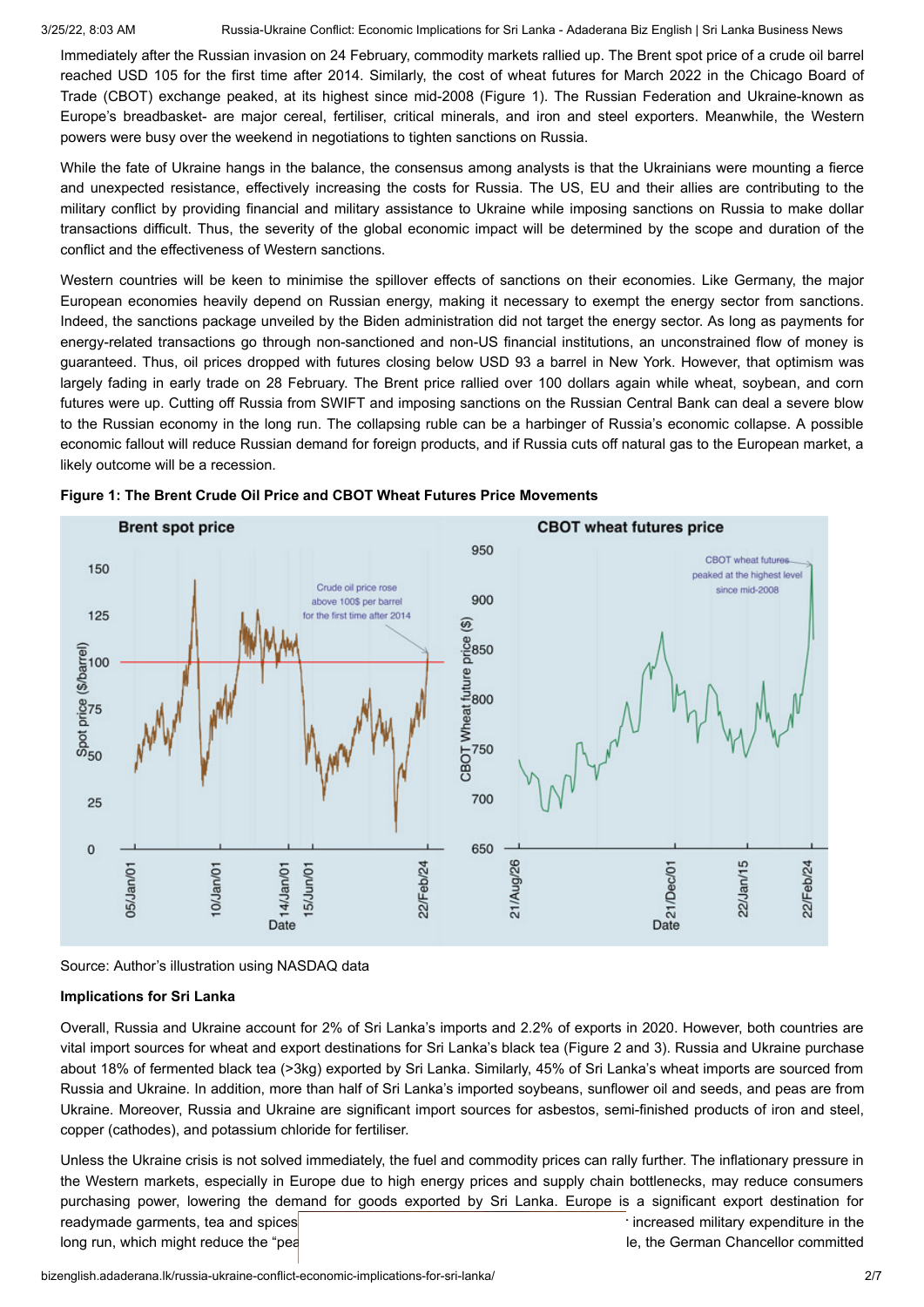Immediately after the Russian invasion on 24 February, commodity markets rallied up. The Brent spot price of a crude oil barrel reached USD 105 for the first time after 2014. Similarly, the cost of wheat futures for March 2022 in the Chicago Board of Trade (CBOT) exchange peaked, at its highest since mid-2008 (Figure 1). The Russian Federation and Ukraine-known as Europe's breadbasket- are major cereal, fertiliser, critical minerals, and iron and steel exporters. Meanwhile, the Western powers were busy over the weekend in negotiations to tighten sanctions on Russia.

While the fate of Ukraine hangs in the balance, the consensus among analysts is that the Ukrainians were mounting a fierce and unexpected resistance, effectively increasing the costs for Russia. The US, EU and their allies are contributing to the military conflict by providing financial and military assistance to Ukraine while imposing sanctions on Russia to make dollar transactions difficult. Thus, the severity of the global economic impact will be determined by the scope and duration of the conflict and the effectiveness of Western sanctions.

Western countries will be keen to minimise the spillover effects of sanctions on their economies. Like Germany, the major European economies heavily depend on Russian energy, making it necessary to exempt the energy sector from sanctions. Indeed, the sanctions package unveiled by the Biden administration did not target the energy sector. As long as payments for energy-related transactions go through non-sanctioned and non-US financial institutions, an unconstrained flow of money is guaranteed. Thus, oil prices dropped with futures closing below USD 93 a barrel in New York. However, that optimism was largely fading in early trade on 28 February. The Brent price rallied over 100 dollars again while wheat, soybean, and corn futures were up. Cutting off Russia from SWIFT and imposing sanctions on the Russian Central Bank can deal a severe blow to the Russian economy in the long run. The collapsing ruble can be a harbinger of Russia's economic collapse. A possible economic fallout will reduce Russian demand for foreign products, and if Russia cuts off natural gas to the European market, a likely outcome will be a recession.

**Figure 1: The Brent Crude Oil Price and CBOT Wheat Futures Price Movements**

Source: Author's illustration using NASDAQ data

**Implications for Sri Lanka**

Overall, Russia and Ukraine account for 2% of Sri Lanka's imports and 2.2% of exports in 2020. However, both countries are vital import sources for wheat and export destinations for Sri Lanka's black tea (Figure 2 and 3). Russia and Ukraine purchase about 18% of fermented black tea (>3kg) exported by Sri Lanka. Similarly, 45% of Sri Lanka's wheat imports are sourced from Russia and Ukraine. In addition, more than half of Sri Lanka's imported soybeans, sunflower oil and seeds, and peas are from Ukraine. Moreover, Russia and Ukraine are significant import sources for asbestos, semi-finished products of iron and steel, copper (cathodes), and potassium chloride for fertiliser.

Unless the Ukraine crisis is not solved immediately, the fuel and commodity prices can rally further. The inflationary pressure in the Western markets, especially in Europe due to high energy prices and supply chain bottlenecks, may reduce consumers purchasing power, lowering the demand for goods exported by Sri Lanka. Europe is a significant export destination for readymade garments, tea and spices ... increased military expenditure in the long run, which might reduce the "pea... le, the German Chancellor committed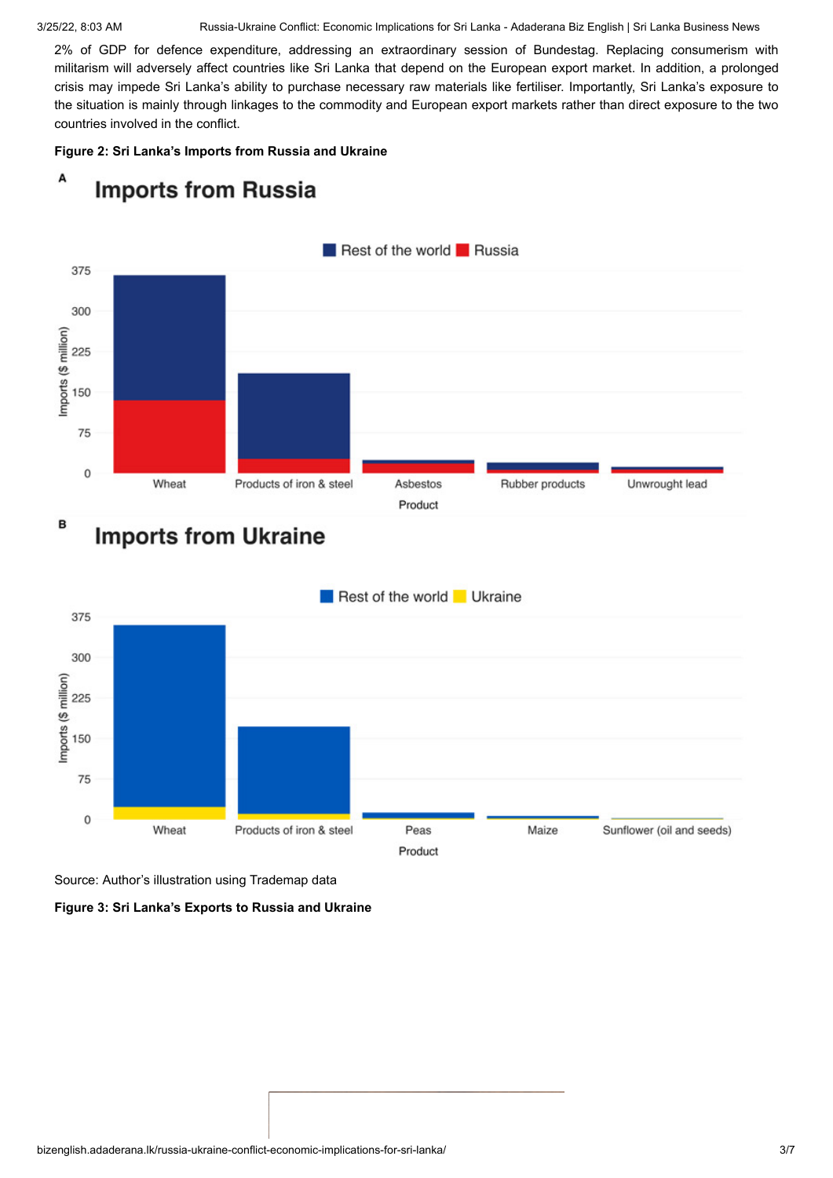2% of GDP for defence expenditure, addressing an extraordinary session of Bundestag. Replacing consumerism with militarism will adversely affect countries like Sri Lanka that depend on the European export market. In addition, a prolonged crisis may impede Sri Lanka's ability to purchase necessary raw materials like fertiliser. Importantly, Sri Lanka's exposure to the situation is mainly through linkages to the commodity and European export markets rather than direct exposure to the two countries involved in the conflict.

**Figure 2: Sri Lanka's Imports from Russia and Ukraine**

**A**

**Imports from Russia**

Rest of the world | Russia

Imports ($ million): 0, 75, 150, 225, 300, 375

Product: Wheat, Products of iron & steel, Asbestos, Rubber products, Unwrought lead

**B**

**Imports from Ukraine**

Rest of the world | Ukraine

Imports ($ million): 0, 75, 150, 225, 300, 375

Product: Wheat, Products of iron & steel, Peas, Maize, Sunflower (oil and seeds)

Source: Author's illustration using Trademap data

**Figure 3: Sri Lanka's Exports to Russia and Ukraine**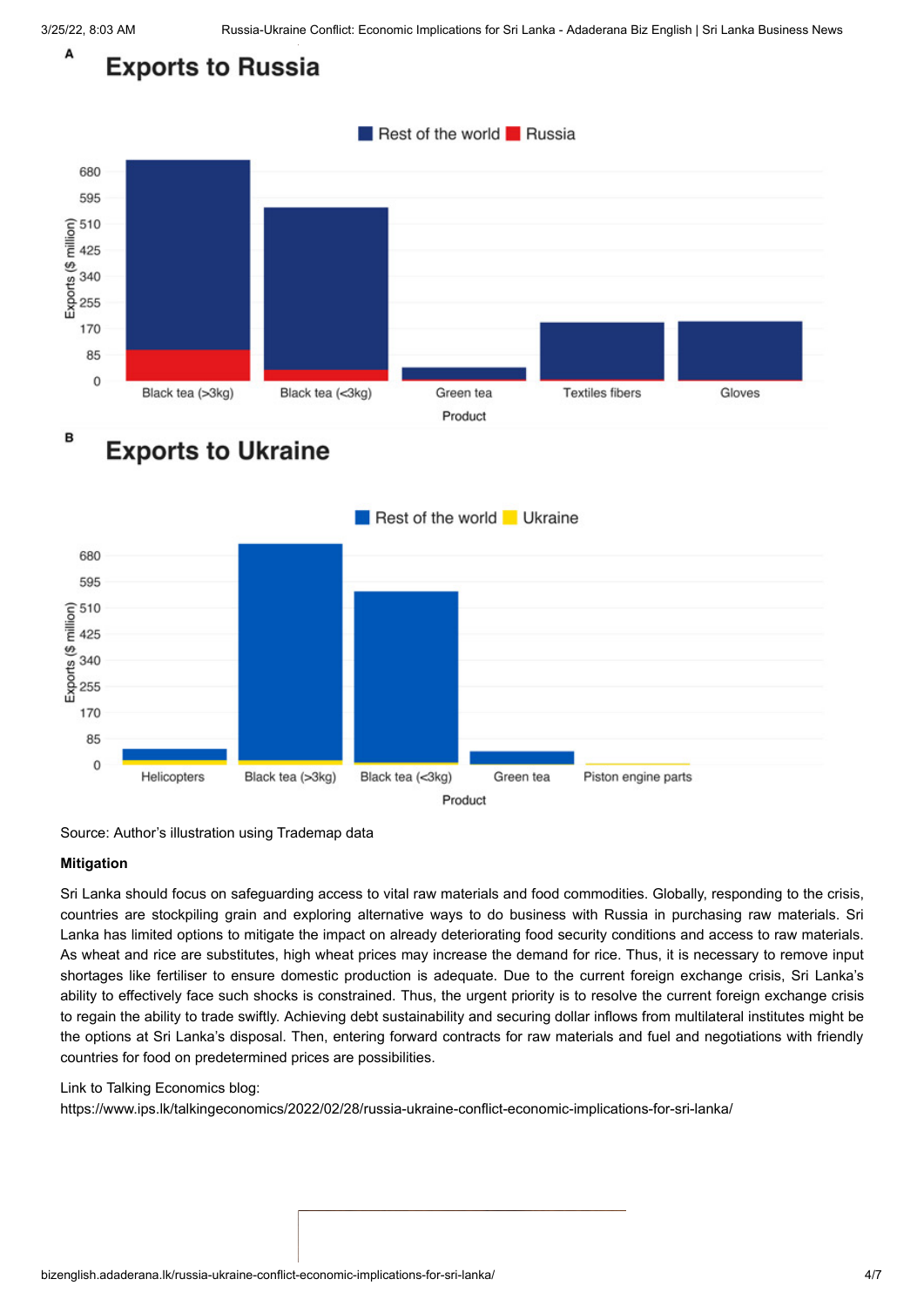A

**Exports to Russia**

Rest of the world | Russia

Exports ($ million): 0, 85, 170, 255, 340, 425, 510, 595, 680

Product: Black tea (>3kg), Black tea (<3kg), Green tea, Textiles fibers, Gloves

B

**Exports to Ukraine**

Rest of the world | Ukraine

Exports ($ million): 0, 85, 170, 255, 340, 425, 510, 595, 680

Product: Helicopters, Black tea (>3kg), Black tea (<3kg), Green tea, Piston engine parts

Source: Author's illustration using Trademap data

**Mitigation**

Sri Lanka should focus on safeguarding access to vital raw materials and food commodities. Globally, responding to the crisis, countries are stockpiling grain and exploring alternative ways to do business with Russia in purchasing raw materials. Sri Lanka has limited options to mitigate the impact on already deteriorating food security conditions and access to raw materials. As wheat and rice are substitutes, high wheat prices may increase the demand for rice. Thus, it is necessary to remove input shortages like fertiliser to ensure domestic production is adequate. Due to the current foreign exchange crisis, Sri Lanka's ability to effectively face such shocks is constrained. Thus, the urgent priority is to resolve the current foreign exchange crisis to regain the ability to trade swiftly. Achieving debt sustainability and securing dollar inflows from multilateral institutes might be the options at Sri Lanka's disposal. Then, entering forward contracts for raw materials and fuel and negotiations with friendly countries for food on predetermined prices are possibilities.

Link to Talking Economics blog:
https://www.ips.lk/talkingeconomics/2022/02/28/russia-ukraine-conflict-economic-implications-for-sri-lanka/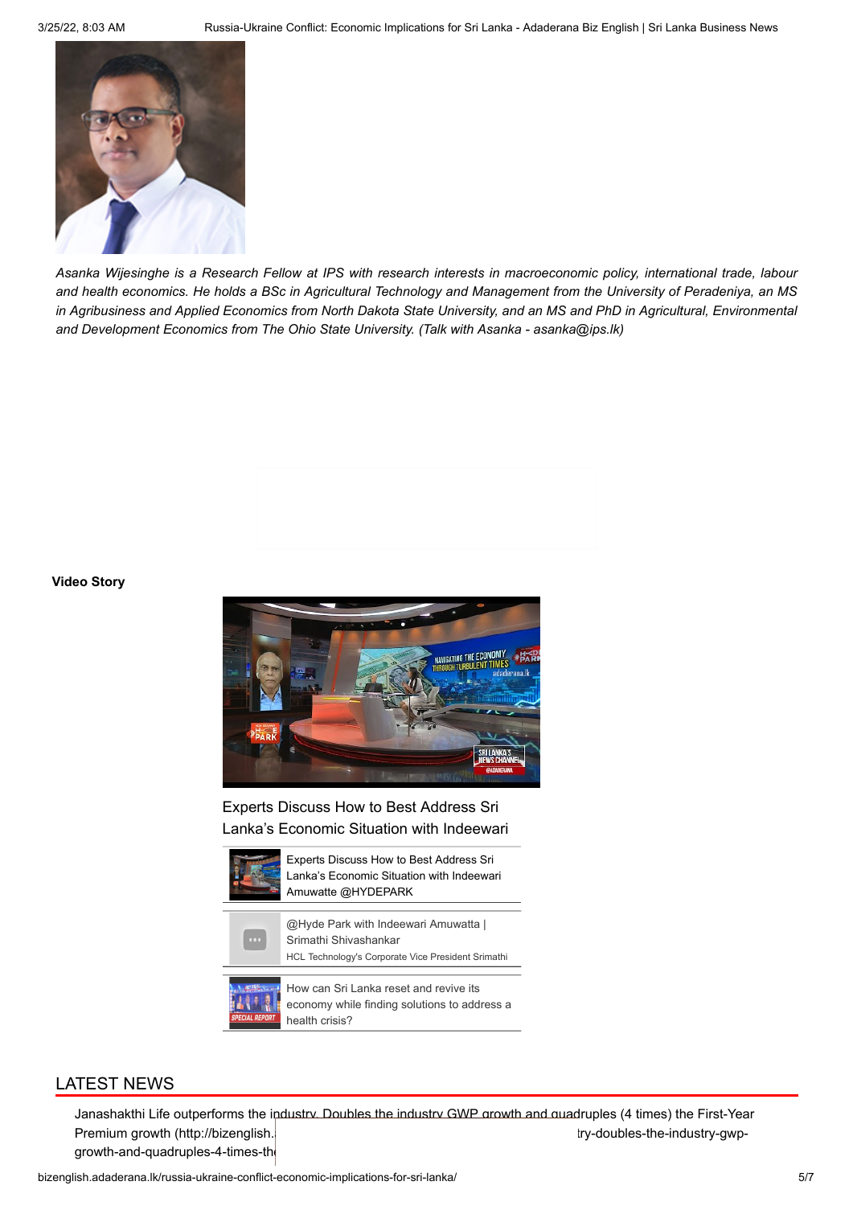*Asanka Wijesinghe is a Research Fellow at IPS with research interests in macroeconomic policy, international trade, labour and health economics. He holds a BSc in Agricultural Technology and Management from the University of Peradeniya, an MS in Agribusiness and Applied Economics from North Dakota State University, and an MS and PhD in Agricultural, Environmental and Development Economics from The Ohio State University. (Talk with Asanka - asanka@ips.lk)*

**Video Story**

Experts Discuss How to Best Address Sri Lanka's Economic Situation with Indeewari

Experts Discuss How to Best Address Sri Lanka's Economic Situation with Indeewari Amuwatte @HYDEPARK

@Hyde Park with Indeewari Amuwatta | Srimathi Shivashankar

HCL Technology's Corporate Vice President Srimathi

How can Sri Lanka reset and revive its economy while finding solutions to address a health crisis?

## LATEST NEWS

Janashakthi Life outperforms the industry. Doubles the industry GWP growth and quadruples (4 times) the First-Year Premium growth (http://bizenglish. ... try-doubles-the-industry-gwp-growth-and-quadruples-4-times-th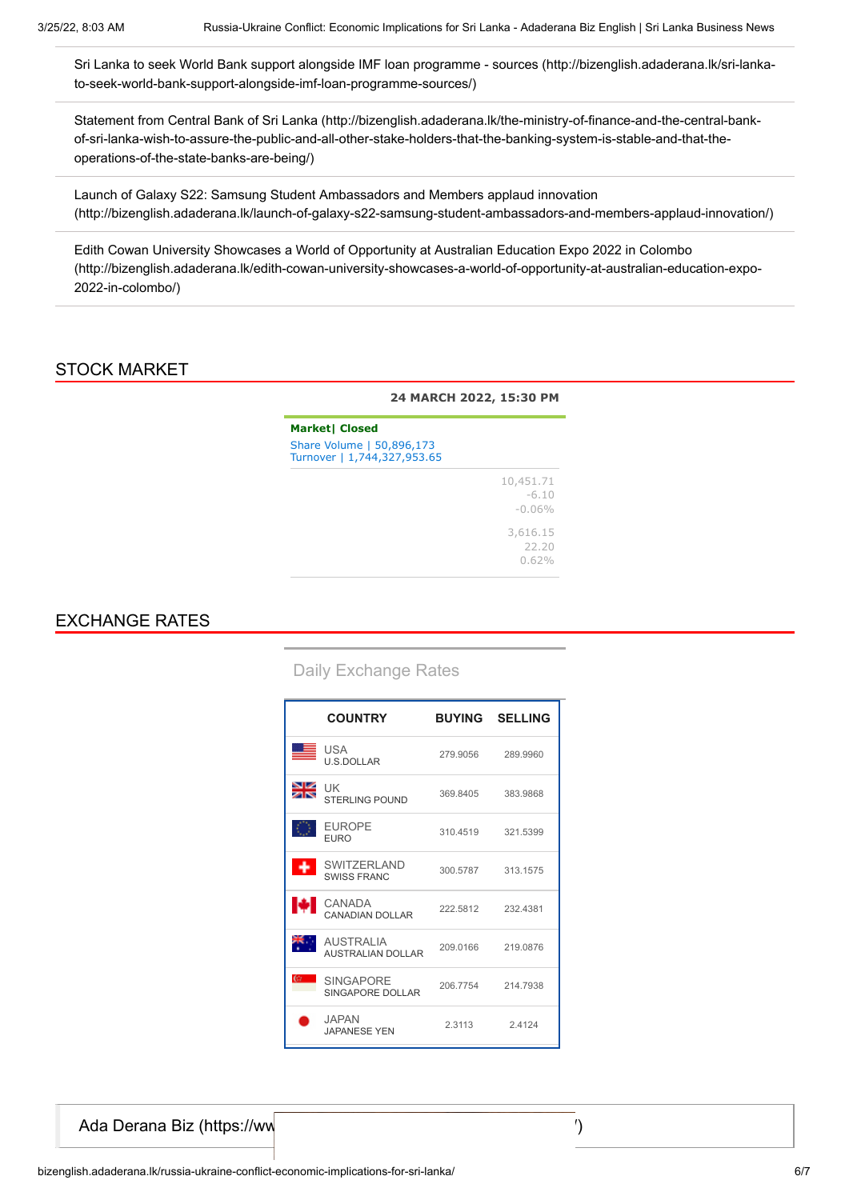Sri Lanka to seek World Bank support alongside IMF loan programme - sources (http://bizenglish.adaderana.lk/sri-lanka-to-seek-world-bank-support-alongside-imf-loan-programme-sources/)

Statement from Central Bank of Sri Lanka (http://bizenglish.adaderana.lk/the-ministry-of-finance-and-the-central-bank-of-sri-lanka-wish-to-assure-the-public-and-all-other-stake-holders-that-the-banking-system-is-stable-and-that-the-operations-of-the-state-banks-are-being/)

Launch of Galaxy S22: Samsung Student Ambassadors and Members applaud innovation (http://bizenglish.adaderana.lk/launch-of-galaxy-s22-samsung-student-ambassadors-and-members-applaud-innovation/)

Edith Cowan University Showcases a World of Opportunity at Australian Education Expo 2022 in Colombo (http://bizenglish.adaderana.lk/edith-cowan-university-showcases-a-world-of-opportunity-at-australian-education-expo-2022-in-colombo/)

## STOCK MARKET

**24 MARCH 2022, 15:30 PM**

**Market| Closed**

Share Volume | 50,896,173
Turnover | 1,744,327,953.65

10,451.71
-6.10
-0.06%

3,616.15
22.20
0.62%

## EXCHANGE RATES

Daily Exchange Rates

| COUNTRY | BUYING | SELLING |
|---|---|---|
| USA U.S.DOLLAR | 279.9056 | 289.9960 |
| UK STERLING POUND | 369.8405 | 383.9868 |
| EUROPE EURO | 310.4519 | 321.5399 |
| SWITZERLAND SWISS FRANC | 300.5787 | 313.1575 |
| CANADA CANADIAN DOLLAR | 222.5812 | 232.4381 |
| AUSTRALIA AUSTRALIAN DOLLAR | 209.0166 | 219.0876 |
| SINGAPORE SINGAPORE DOLLAR | 206.7754 | 214.7938 |
| JAPAN JAPANESE YEN | 2.3113 | 2.4124 |

Ada Derana Biz (https://ww )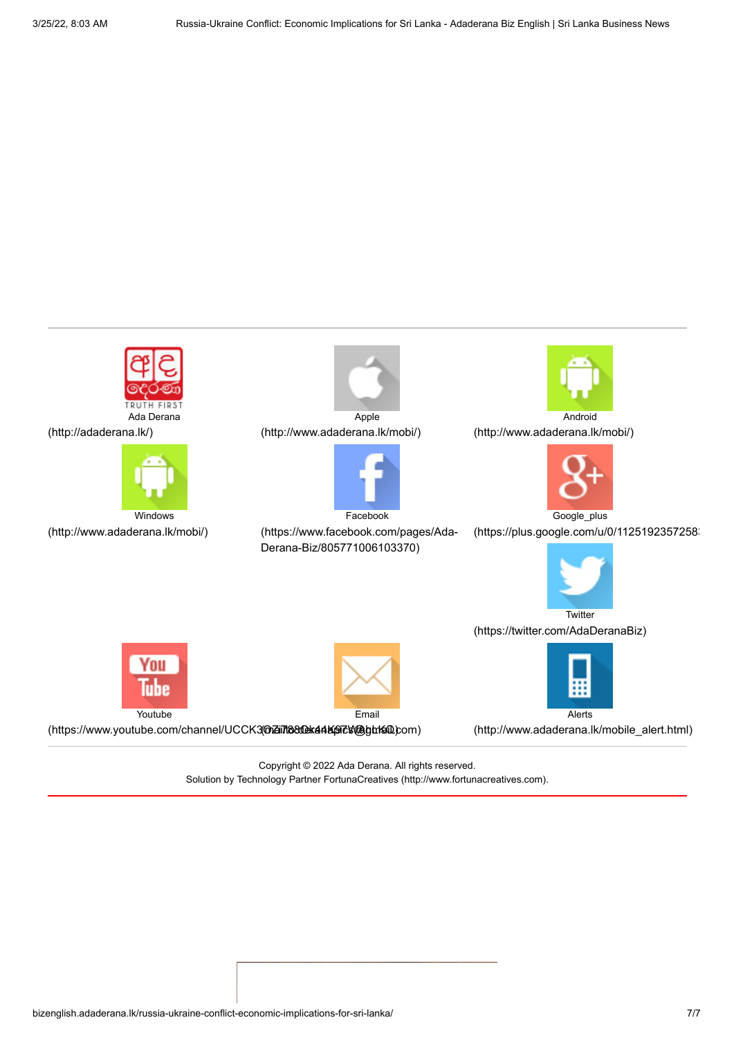Ada Derana
(http://adaderana.lk/)

Apple
(http://www.adaderana.lk/mobi/)

Android
(http://www.adaderana.lk/mobi/)

Windows
(http://www.adaderana.lk/mobi/)

Facebook
(https://www.facebook.com/pages/Ada-Derana-Biz/805771006103370)

Google_plus
(https://plus.google.com/u/0/1125192357258

Twitter
(https://twitter.com/AdaDeranaBiz)

Youtube
(https://www.youtube.com/channel/UCCK3

Email
(mailto:

Alerts
(http://www.adaderana.lk/mobile_alert.html)

Copyright © 2022 Ada Derana. All rights reserved.
Solution by Technology Partner FortunaCreatives (http://www.fortunacreatives.com).